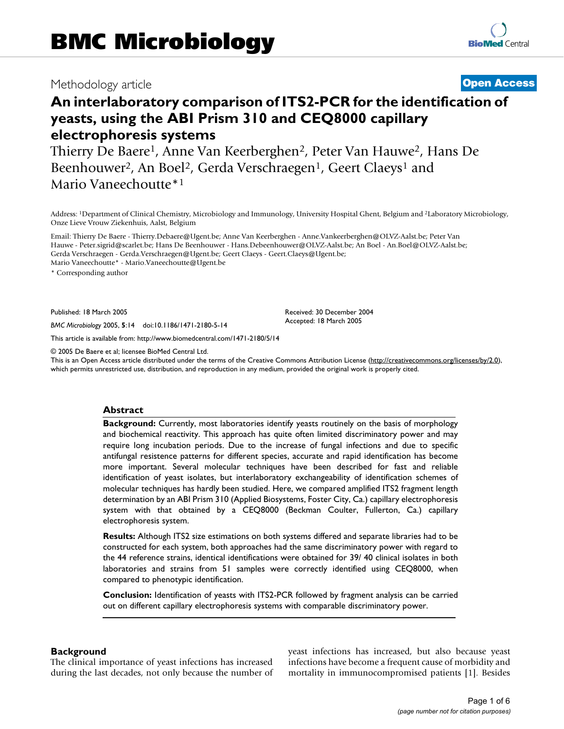# BMC Microbiology

Methodology article

**Open Access**

# An interlaboratory comparison of ITS2-PCR for the identification of yeasts, using the ABI Prism 310 and CEQ8000 capillary electrophoresis systems

Thierry De Baere[1], Anne Van Keerberghen[2], Peter Van Hauwe[2], Hans De Beenhouwer[2], An Boel[2], Gerda Verschraegen[1], Geert Claeys[1] and Mario Vaneechoutte*[1]

Address: [1]Department of Clinical Chemistry, Microbiology and Immunology, University Hospital Ghent, Belgium and [2]Laboratory Microbiology, Onze Lieve Vrouw Ziekenhuis, Aalst, Belgium

Email: Thierry De Baere - Thierry.Debaere@Ugent.be; Anne Van Keerberghen - Anne.Vankeerberghen@OLVZ-Aalst.be; Peter Van Hauwe - Peter.sigrid@scarlet.be; Hans De Beenhouwer - Hans.Debeenhouwer@OLVZ-Aalst.be; An Boel - An.Boel@OLVZ-Aalst.be; Gerda Verschraegen - Gerda.Verschraegen@Ugent.be; Geert Claeys - Geert.Claeys@Ugent.be; Mario Vaneechoutte* - Mario.Vaneechoutte@Ugent.be

\* Corresponding author

Published: 18 March 2005

*BMC Microbiology* 2005, **5**:14 doi:10.1186/1471-2180-5-14

Received: 30 December 2004
Accepted: 18 March 2005

This article is available from: http://www.biomedcentral.com/1471-2180/5/14

© 2005 De Baere et al; licensee BioMed Central Ltd.
This is an Open Access article distributed under the terms of the Creative Commons Attribution License (http://creativecommons.org/licenses/by/2.0), which permits unrestricted use, distribution, and reproduction in any medium, provided the original work is properly cited.

## Abstract

**Background:** Currently, most laboratories identify yeasts routinely on the basis of morphology and biochemical reactivity. This approach has quite often limited discriminatory power and may require long incubation periods. Due to the increase of fungal infections and due to specific antifungal resistence patterns for different species, accurate and rapid identification has become more important. Several molecular techniques have been described for fast and reliable identification of yeast isolates, but interlaboratory exchangeability of identification schemes of molecular techniques has hardly been studied. Here, we compared amplified ITS2 fragment length determination by an ABI Prism 310 (Applied Biosystems, Foster City, Ca.) capillary electrophoresis system with that obtained by a CEQ8000 (Beckman Coulter, Fullerton, Ca.) capillary electrophoresis system.

**Results:** Although ITS2 size estimations on both systems differed and separate libraries had to be constructed for each system, both approaches had the same discriminatory power with regard to the 44 reference strains, identical identifications were obtained for 39/ 40 clinical isolates in both laboratories and strains from 51 samples were correctly identified using CEQ8000, when compared to phenotypic identification.

**Conclusion:** Identification of yeasts with ITS2-PCR followed by fragment analysis can be carried out on different capillary electrophoresis systems with comparable discriminatory power.

## Background

The clinical importance of yeast infections has increased during the last decades, not only because the number of yeast infections has increased, but also because yeast infections have become a frequent cause of morbidity and mortality in immunocompromised patients [1]. Besides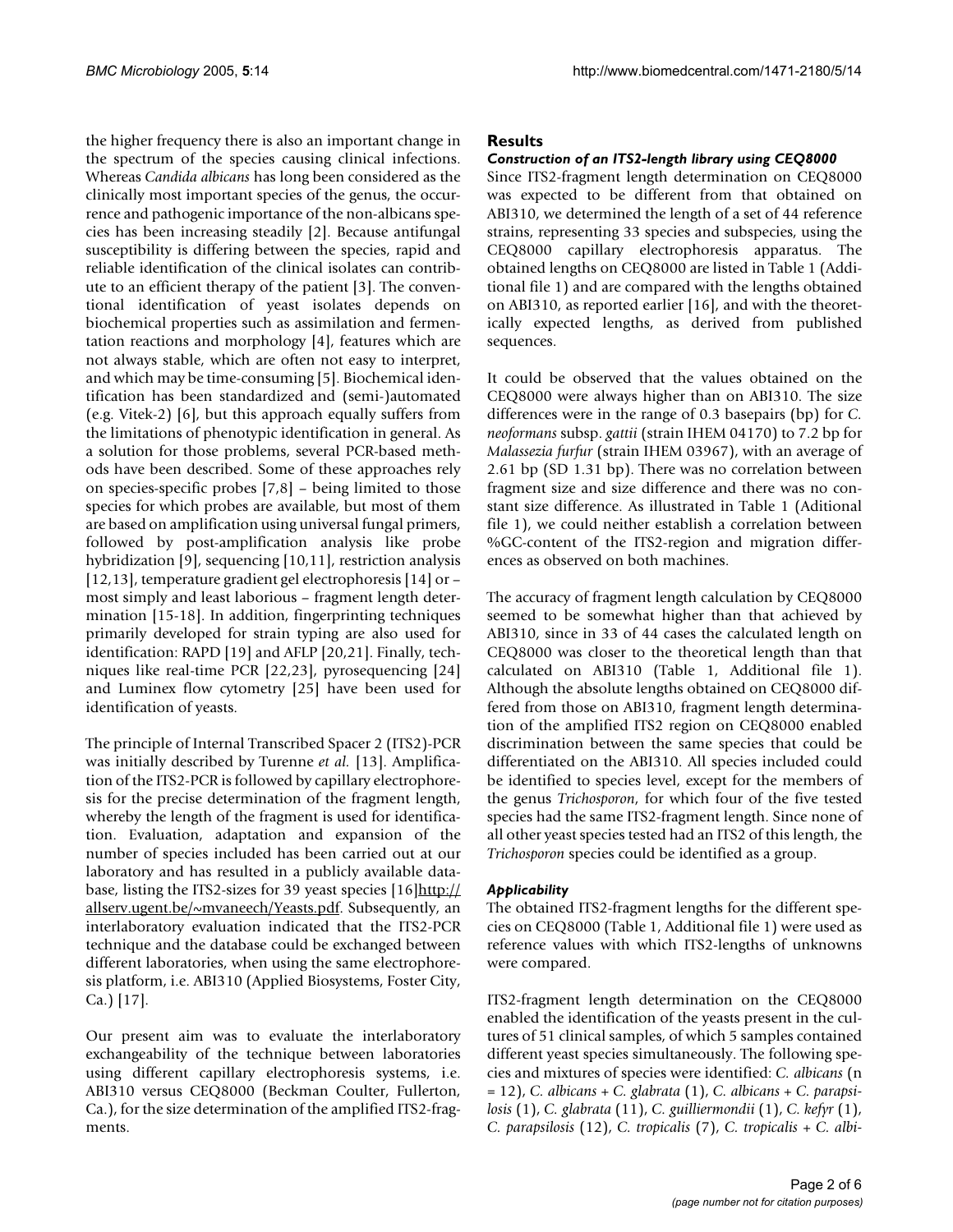the higher frequency there is also an important change in the spectrum of the species causing clinical infections. Whereas *Candida albicans* has long been considered as the clinically most important species of the genus, the occurrence and pathogenic importance of the non-albicans species has been increasing steadily [2]. Because antifungal susceptibility is differing between the species, rapid and reliable identification of the clinical isolates can contribute to an efficient therapy of the patient [3]. The conventional identification of yeast isolates depends on biochemical properties such as assimilation and fermentation reactions and morphology [4], features which are not always stable, which are often not easy to interpret, and which may be time-consuming [5]. Biochemical identification has been standardized and (semi-)automated (e.g. Vitek-2) [6], but this approach equally suffers from the limitations of phenotypic identification in general. As a solution for those problems, several PCR-based methods have been described. Some of these approaches rely on species-specific probes [7,8] – being limited to those species for which probes are available, but most of them are based on amplification using universal fungal primers, followed by post-amplification analysis like probe hybridization [9], sequencing [10,11], restriction analysis [12,13], temperature gradient gel electrophoresis [14] or – most simply and least laborious – fragment length determination [15-18]. In addition, fingerprinting techniques primarily developed for strain typing are also used for identification: RAPD [19] and AFLP [20,21]. Finally, techniques like real-time PCR [22,23], pyrosequencing [24] and Luminex flow cytometry [25] have been used for identification of yeasts.

The principle of Internal Transcribed Spacer 2 (ITS2)-PCR was initially described by Turenne *et al.* [13]. Amplification of the ITS2-PCR is followed by capillary electrophoresis for the precise determination of the fragment length, whereby the length of the fragment is used for identification. Evaluation, adaptation and expansion of the number of species included has been carried out at our laboratory and has resulted in a publicly available database, listing the ITS2-sizes for 39 yeast species [16]http://allserv.ugent.be/~mvaneech/Yeasts.pdf. Subsequently, an interlaboratory evaluation indicated that the ITS2-PCR technique and the database could be exchanged between different laboratories, when using the same electrophoresis platform, i.e. ABI310 (Applied Biosystems, Foster City, Ca.) [17].

Our present aim was to evaluate the interlaboratory exchangeability of the technique between laboratories using different capillary electrophoresis systems, i.e. ABI310 versus CEQ8000 (Beckman Coulter, Fullerton, Ca.), for the size determination of the amplified ITS2-fragments.

## Results

### *Construction of an ITS2-length library using CEQ8000*

Since ITS2-fragment length determination on CEQ8000 was expected to be different from that obtained on ABI310, we determined the length of a set of 44 reference strains, representing 33 species and subspecies, using the CEQ8000 capillary electrophoresis apparatus. The obtained lengths on CEQ8000 are listed in Table 1 (Additional file 1) and are compared with the lengths obtained on ABI310, as reported earlier [16], and with the theoretically expected lengths, as derived from published sequences.

It could be observed that the values obtained on the CEQ8000 were always higher than on ABI310. The size differences were in the range of 0.3 basepairs (bp) for *C. neoformans* subsp. *gattii* (strain IHEM 04170) to 7.2 bp for *Malassezia furfur* (strain IHEM 03967), with an average of 2.61 bp (SD 1.31 bp). There was no correlation between fragment size and size difference and there was no constant size difference. As illustrated in Table 1 (Aditional file 1), we could neither establish a correlation between %GC-content of the ITS2-region and migration differences as observed on both machines.

The accuracy of fragment length calculation by CEQ8000 seemed to be somewhat higher than that achieved by ABI310, since in 33 of 44 cases the calculated length on CEQ8000 was closer to the theoretical length than that calculated on ABI310 (Table 1, Additional file 1). Although the absolute lengths obtained on CEQ8000 differed from those on ABI310, fragment length determination of the amplified ITS2 region on CEQ8000 enabled discrimination between the same species that could be differentiated on the ABI310. All species included could be identified to species level, except for the members of the genus *Trichosporon*, for which four of the five tested species had the same ITS2-fragment length. Since none of all other yeast species tested had an ITS2 of this length, the *Trichosporon* species could be identified as a group.

### *Applicability*

The obtained ITS2-fragment lengths for the different species on CEQ8000 (Table 1, Additional file 1) were used as reference values with which ITS2-lengths of unknowns were compared.

ITS2-fragment length determination on the CEQ8000 enabled the identification of the yeasts present in the cultures of 51 clinical samples, of which 5 samples contained different yeast species simultaneously. The following species and mixtures of species were identified: *C. albicans* (n = 12), *C. albicans* + *C. glabrata* (1), *C. albicans* + *C. parapsilosis* (1), *C. glabrata* (11), *C. guilliermondii* (1), *C. kefyr* (1), *C. parapsilosis* (12), *C. tropicalis* (7), *C. tropicalis* + *C. albi-*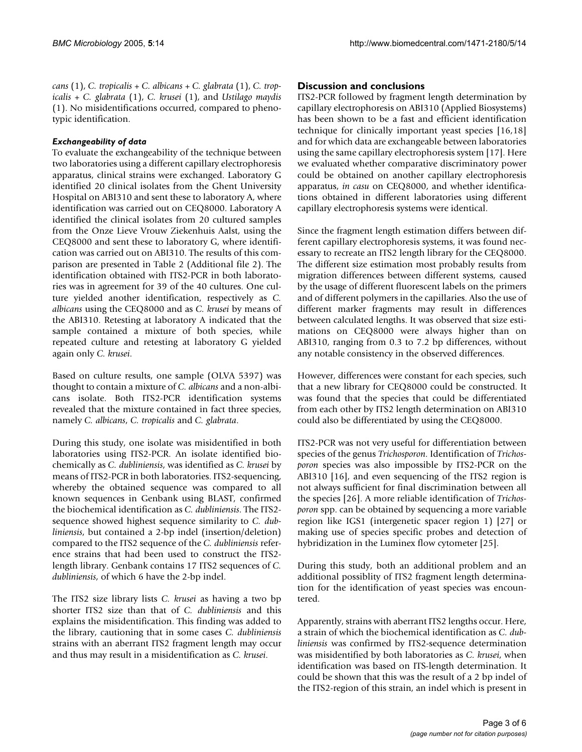*cans* (1), *C. tropicalis* + *C. albicans* + *C. glabrata* (1), *C. tropicalis* + *C. glabrata* (1), *C. krusei* (1), and *Ustilago maydis* (1). No misidentifications occurred, compared to phenotypic identification.

#### *Exchangeability of data*

To evaluate the exchangeability of the technique between two laboratories using a different capillary electrophoresis apparatus, clinical strains were exchanged. Laboratory G identified 20 clinical isolates from the Ghent University Hospital on ABI310 and sent these to laboratory A, where identification was carried out on CEQ8000. Laboratory A identified the clinical isolates from 20 cultured samples from the Onze Lieve Vrouw Ziekenhuis Aalst, using the CEQ8000 and sent these to laboratory G, where identification was carried out on ABI310. The results of this comparison are presented in Table 2 (Additional file 2). The identification obtained with ITS2-PCR in both laboratories was in agreement for 39 of the 40 cultures. One culture yielded another identification, respectively as *C. albicans* using the CEQ8000 and as *C. krusei* by means of the ABI310. Retesting at laboratory A indicated that the sample contained a mixture of both species, while repeated culture and retesting at laboratory G yielded again only *C. krusei*.

Based on culture results, one sample (OLVA 5397) was thought to contain a mixture of *C. albicans* and a non-albicans isolate. Both ITS2-PCR identification systems revealed that the mixture contained in fact three species, namely *C. albicans*, *C. tropicalis* and *C. glabrata*.

During this study, one isolate was misidentified in both laboratories using ITS2-PCR. An isolate identified biochemically as *C. dubliniensis*, was identified as *C. krusei* by means of ITS2-PCR in both laboratories. ITS2-sequencing, whereby the obtained sequence was compared to all known sequences in Genbank using BLAST, confirmed the biochemical identification as *C. dubliniensis*. The ITS2-sequence showed highest sequence similarity to *C. dubliniensis*, but contained a 2-bp indel (insertion/deletion) compared to the ITS2 sequence of the *C. dubliniensis* reference strains that had been used to construct the ITS2-length library. Genbank contains 17 ITS2 sequences of *C. dubliniensis*, of which 6 have the 2-bp indel.

The ITS2 size library lists *C. krusei* as having a two bp shorter ITS2 size than that of *C. dubliniensis* and this explains the misidentification. This finding was added to the library, cautioning that in some cases *C. dubliniensis* strains with an aberrant ITS2 fragment length may occur and thus may result in a misidentification as *C. krusei*.

## Discussion and conclusions

ITS2-PCR followed by fragment length determination by capillary electrophoresis on ABI310 (Applied Biosystems) has been shown to be a fast and efficient identification technique for clinically important yeast species [16,18] and for which data are exchangeable between laboratories using the same capillary electrophoresis system [17]. Here we evaluated whether comparative discriminatory power could be obtained on another capillary electrophoresis apparatus, *in casu* on CEQ8000, and whether identifications obtained in different laboratories using different capillary electrophoresis systems were identical.

Since the fragment length estimation differs between different capillary electrophoresis systems, it was found necessary to recreate an ITS2 length library for the CEQ8000. The different size estimation most probably results from migration differences between different systems, caused by the usage of different fluorescent labels on the primers and of different polymers in the capillaries. Also the use of different marker fragments may result in differences between calculated lengths. It was observed that size estimations on CEQ8000 were always higher than on ABI310, ranging from 0.3 to 7.2 bp differences, without any notable consistency in the observed differences.

However, differences were constant for each species, such that a new library for CEQ8000 could be constructed. It was found that the species that could be differentiated from each other by ITS2 length determination on ABI310 could also be differentiated by using the CEQ8000.

ITS2-PCR was not very useful for differentiation between species of the genus *Trichosporon*. Identification of *Trichosporon* species was also impossible by ITS2-PCR on the ABI310 [16], and even sequencing of the ITS2 region is not always sufficient for final discrimination between all the species [26]. A more reliable identification of *Trichosporon* spp. can be obtained by sequencing a more variable region like IGS1 (intergenetic spacer region 1) [27] or making use of species specific probes and detection of hybridization in the Luminex flow cytometer [25].

During this study, both an additional problem and an additional possiblity of ITS2 fragment length determination for the identification of yeast species was encountered.

Apparently, strains with aberrant ITS2 lengths occur. Here, a strain of which the biochemical identification as *C. dubliniensis* was confirmed by ITS2-sequence determination was misidentified by both laboratories as *C. krusei*, when identification was based on ITS-length determination. It could be shown that this was the result of a 2 bp indel of the ITS2-region of this strain, an indel which is present in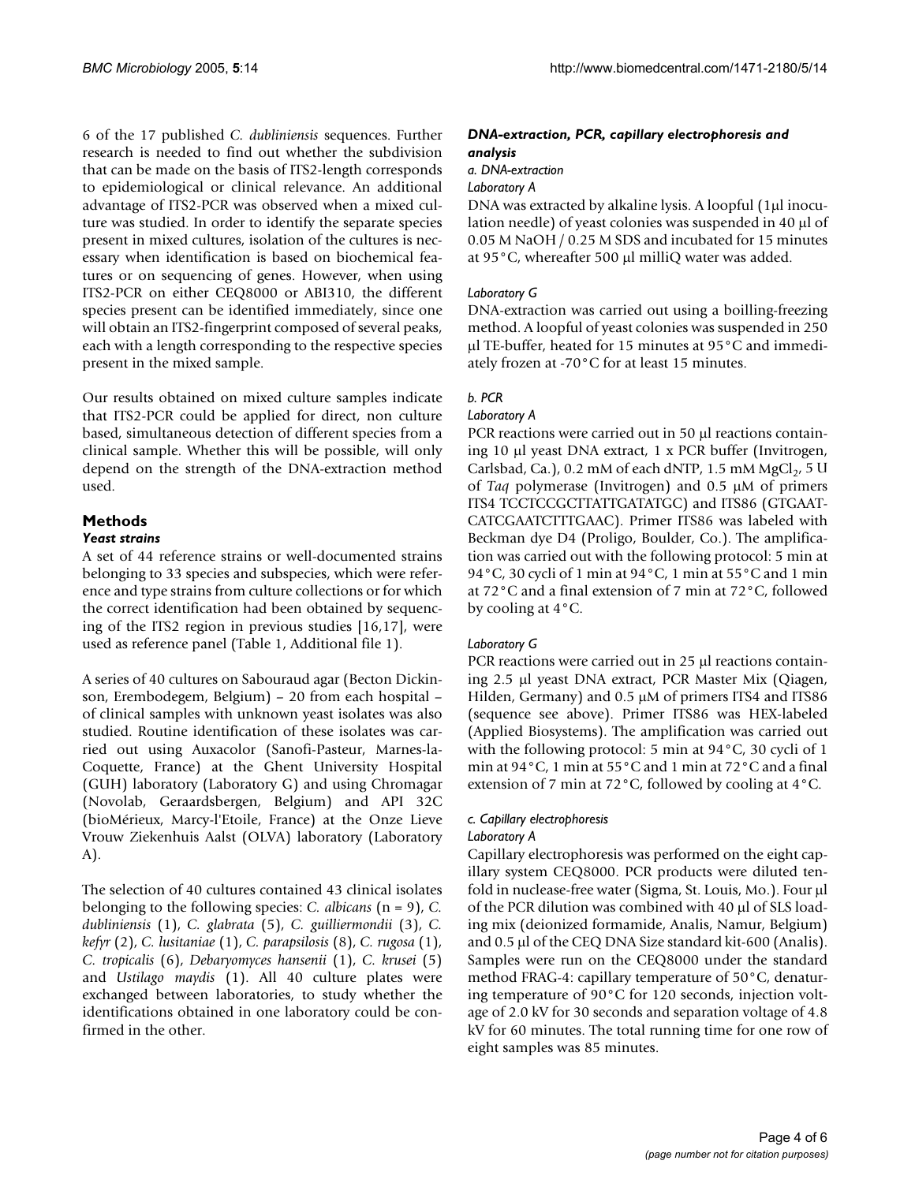6 of the 17 published *C. dubliniensis* sequences. Further research is needed to find out whether the subdivision that can be made on the basis of ITS2-length corresponds to epidemiological or clinical relevance. An additional advantage of ITS2-PCR was observed when a mixed culture was studied. In order to identify the separate species present in mixed cultures, isolation of the cultures is necessary when identification is based on biochemical features or on sequencing of genes. However, when using ITS2-PCR on either CEQ8000 or ABI310, the different species present can be identified immediately, since one will obtain an ITS2-fingerprint composed of several peaks, each with a length corresponding to the respective species present in the mixed sample.

Our results obtained on mixed culture samples indicate that ITS2-PCR could be applied for direct, non culture based, simultaneous detection of different species from a clinical sample. Whether this will be possible, will only depend on the strength of the DNA-extraction method used.

## Methods

### *Yeast strains*

A set of 44 reference strains or well-documented strains belonging to 33 species and subspecies, which were reference and type strains from culture collections or for which the correct identification had been obtained by sequencing of the ITS2 region in previous studies [16,17], were used as reference panel (Table 1, Additional file 1).

A series of 40 cultures on Sabouraud agar (Becton Dickinson, Erembodegem, Belgium) – 20 from each hospital – of clinical samples with unknown yeast isolates was also studied. Routine identification of these isolates was carried out using Auxacolor (Sanofi-Pasteur, Marnes-la-Coquette, France) at the Ghent University Hospital (GUH) laboratory (Laboratory G) and using Chromagar (Novolab, Geraardsbergen, Belgium) and API 32C (bioMérieux, Marcy-l'Etoile, France) at the Onze Lieve Vrouw Ziekenhuis Aalst (OLVA) laboratory (Laboratory A).

The selection of 40 cultures contained 43 clinical isolates belonging to the following species: *C. albicans* (n = 9), *C. dubliniensis* (1), *C. glabrata* (5), *C. guilliermondii* (3), *C. kefyr* (2), *C. lusitaniae* (1), *C. parapsilosis* (8), *C. rugosa* (1), *C. tropicalis* (6), *Debaryomyces hansenii* (1), *C. krusei* (5) and *Ustilago maydis* (1). All 40 culture plates were exchanged between laboratories, to study whether the identifications obtained in one laboratory could be confirmed in the other.

### *DNA-extraction, PCR, capillary electrophoresis and analysis*

*a. DNA-extraction*

*Laboratory A*

DNA was extracted by alkaline lysis. A loopful (1μl inoculation needle) of yeast colonies was suspended in 40 μl of 0.05 M NaOH / 0.25 M SDS and incubated for 15 minutes at 95°C, whereafter 500 μl milliQ water was added.

*Laboratory G*

DNA-extraction was carried out using a boilling-freezing method. A loopful of yeast colonies was suspended in 250 μl TE-buffer, heated for 15 minutes at 95°C and immediately frozen at -70°C for at least 15 minutes.

*b. PCR*

*Laboratory A*

PCR reactions were carried out in 50 μl reactions containing 10 μl yeast DNA extract, 1 x PCR buffer (Invitrogen, Carlsbad, Ca.), 0.2 mM of each dNTP, 1.5 mM $MgCl_2$, 5 U of *Taq* polymerase (Invitrogen) and 0.5 μM of primers ITS4 TCCTCCGCTTATTGATATGC) and ITS86 (GTGAATCATCGAATCTTTGAAC). Primer ITS86 was labeled with Beckman dye D4 (Proligo, Boulder, Co.). The amplification was carried out with the following protocol: 5 min at 94°C, 30 cycli of 1 min at 94°C, 1 min at 55°C and 1 min at 72°C and a final extension of 7 min at 72°C, followed by cooling at 4°C.

*Laboratory G*

PCR reactions were carried out in 25 μl reactions containing 2.5 μl yeast DNA extract, PCR Master Mix (Qiagen, Hilden, Germany) and 0.5 μM of primers ITS4 and ITS86 (sequence see above). Primer ITS86 was HEX-labeled (Applied Biosystems). The amplification was carried out with the following protocol: 5 min at 94°C, 30 cycli of 1 min at 94°C, 1 min at 55°C and 1 min at 72°C and a final extension of 7 min at 72°C, followed by cooling at 4°C.

*c. Capillary electrophoresis*

*Laboratory A*

Capillary electrophoresis was performed on the eight capillary system CEQ8000. PCR products were diluted tenfold in nuclease-free water (Sigma, St. Louis, Mo.). Four μl of the PCR dilution was combined with 40 μl of SLS loading mix (deionized formamide, Analis, Namur, Belgium) and 0.5 μl of the CEQ DNA Size standard kit-600 (Analis). Samples were run on the CEQ8000 under the standard method FRAG-4: capillary temperature of 50°C, denaturing temperature of 90°C for 120 seconds, injection voltage of 2.0 kV for 30 seconds and separation voltage of 4.8 kV for 60 minutes. The total running time for one row of eight samples was 85 minutes.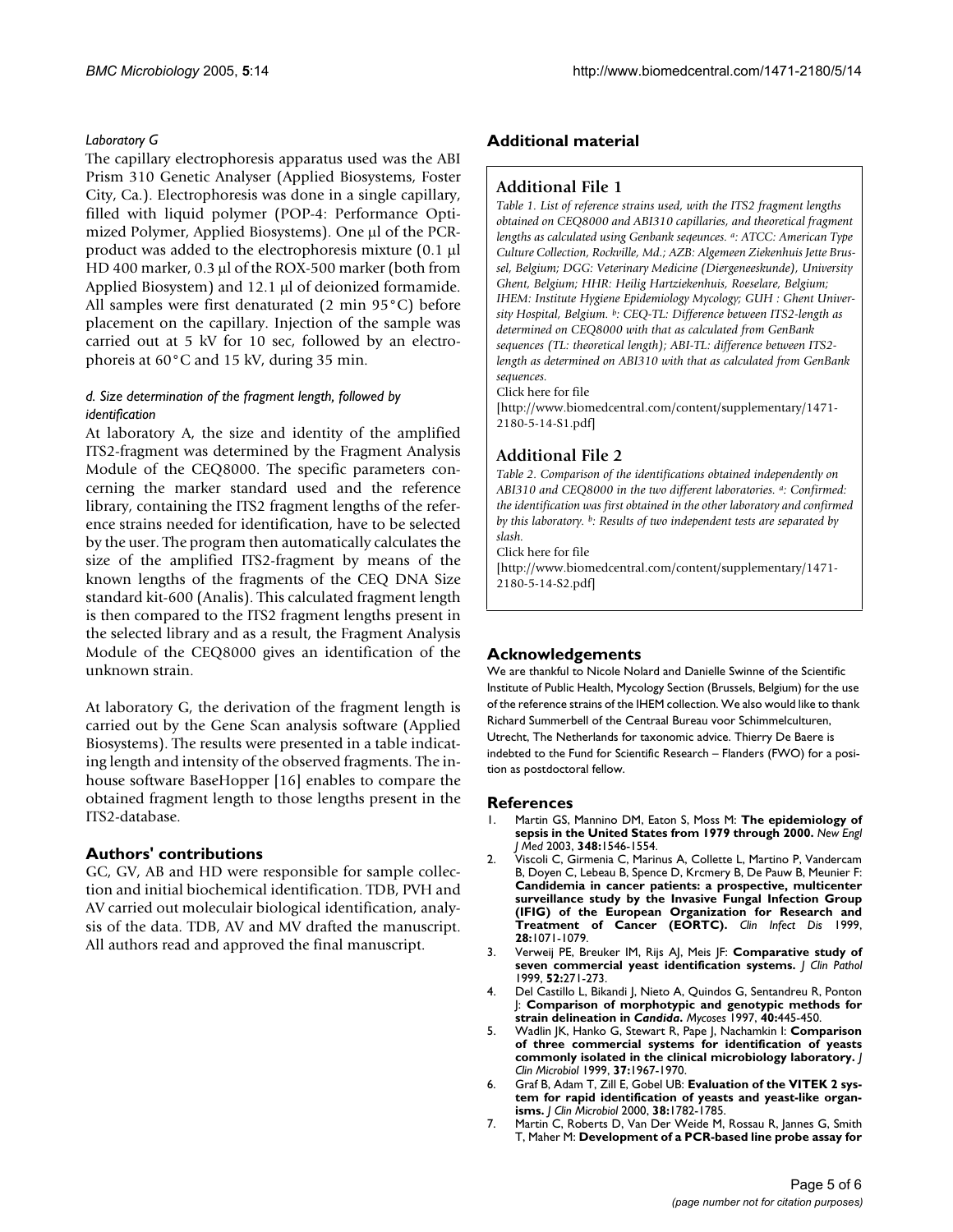#### *Laboratory G*

The capillary electrophoresis apparatus used was the ABI Prism 310 Genetic Analyser (Applied Biosystems, Foster City, Ca.). Electrophoresis was done in a single capillary, filled with liquid polymer (POP-4: Performance Optimized Polymer, Applied Biosystems). One µl of the PCR-product was added to the electrophoresis mixture (0.1 µl HD 400 marker, 0.3 µl of the ROX-500 marker (both from Applied Biosystem) and 12.1 µl of deionized formamide. All samples were first denaturated (2 min 95°C) before placement on the capillary. Injection of the sample was carried out at 5 kV for 10 sec, followed by an electrophoreis at 60°C and 15 kV, during 35 min.

#### *d. Size determination of the fragment length, followed by identification*

At laboratory A, the size and identity of the amplified ITS2-fragment was determined by the Fragment Analysis Module of the CEQ8000. The specific parameters concerning the marker standard used and the reference library, containing the ITS2 fragment lengths of the reference strains needed for identification, have to be selected by the user. The program then automatically calculates the size of the amplified ITS2-fragment by means of the known lengths of the fragments of the CEQ DNA Size standard kit-600 (Analis). This calculated fragment length is then compared to the ITS2 fragment lengths present in the selected library and as a result, the Fragment Analysis Module of the CEQ8000 gives an identification of the unknown strain.

At laboratory G, the derivation of the fragment length is carried out by the Gene Scan analysis software (Applied Biosystems). The results were presented in a table indicating length and intensity of the observed fragments. The inhouse software BaseHopper [16] enables to compare the obtained fragment length to those lengths present in the ITS2-database.

## Authors' contributions

GC, GV, AB and HD were responsible for sample collection and initial biochemical identification. TDB, PVH and AV carried out moleculair biological identification, analysis of the data. TDB, AV and MV drafted the manuscript. All authors read and approved the final manuscript.

## Additional material

### Additional File 1

*Table 1. List of reference strains used, with the ITS2 fragment lengths obtained on CEQ8000 and ABI310 capillaries, and theoretical fragment lengths as calculated using Genbank seqeunces. [a]: ATCC: American Type Culture Collection, Rockville, Md.; AZB: Algemeen Ziekenhuis Jette Brussel, Belgium; DGG: Veterinary Medicine (Diergeneeskunde), University Ghent, Belgium; HHR: Heilig Hartziekenhuis, Roeselare, Belgium; IHEM: Institute Hygiene Epidemiology Mycology; GUH : Ghent University Hospital, Belgium. [b]: CEQ-TL: Difference between ITS2-length as determined on CEQ8000 with that as calculated from GenBank sequences (TL: theoretical length); ABI-TL: difference between ITS2-length as determined on ABI310 with that as calculated from GenBank sequences.*

Click here for file

[http://www.biomedcentral.com/content/supplementary/1471-2180-5-14-S1.pdf]

### Additional File 2

*Table 2. Comparison of the identifications obtained independently on ABI310 and CEQ8000 in the two different laboratories. [a]: Confirmed: the identification was first obtained in the other laboratory and confirmed by this laboratory. [b]: Results of two independent tests are separated by slash.*

Click here for file

[http://www.biomedcentral.com/content/supplementary/1471-2180-5-14-S2.pdf]

## Acknowledgements

We are thankful to Nicole Nolard and Danielle Swinne of the Scientific Institute of Public Health, Mycology Section (Brussels, Belgium) for the use of the reference strains of the IHEM collection. We also would like to thank Richard Summerbell of the Centraal Bureau voor Schimmelculturen, Utrecht, The Netherlands for taxonomic advice. Thierry De Baere is indebted to the Fund for Scientific Research – Flanders (FWO) for a position as postdoctoral fellow.

## References

1. Martin GS, Mannino DM, Eaton S, Moss M: **The epidemiology of sepsis in the United States from 1979 through 2000.** *New Engl J Med* 2003, **348:**1546-1554.
2. Viscoli C, Girmenia C, Marinus A, Collette L, Martino P, Vandercam B, Doyen C, Lebeau B, Spence D, Krcmery B, De Pauw B, Meunier F: **Candidemia in cancer patients: a prospective, multicenter surveillance study by the Invasive Fungal Infection Group (IFIG) of the European Organization for Research and Treatment of Cancer (EORTC).** *Clin Infect Dis* 1999, **28:**1071-1079.
3. Verweij PE, Breuker IM, Rijs AJ, Meis JF: **Comparative study of seven commercial yeast identification systems.** *J Clin Pathol* 1999, **52:**271-273.
4. Del Castillo L, Bikandi J, Nieto A, Quindos G, Sentandreu R, Ponton J: **Comparison of morphotypic and genotypic methods for strain delineation in *Candida*.** *Mycoses* 1997, **40:**445-450.
5. Wadlin JK, Hanko G, Stewart R, Pape J, Nachamkin I: **Comparison of three commercial systems for identification of yeasts commonly isolated in the clinical microbiology laboratory.** *J Clin Microbiol* 1999, **37:**1967-1970.
6. Graf B, Adam T, Zill E, Gobel UB: **Evaluation of the VITEK 2 system for rapid identification of yeasts and yeast-like organisms.** *J Clin Microbiol* 2000, **38:**1782-1785.
7. Martin C, Roberts D, Van Der Weide M, Rossau R, Jannes G, Smith T, Maher M: **Development of a PCR-based line probe assay for**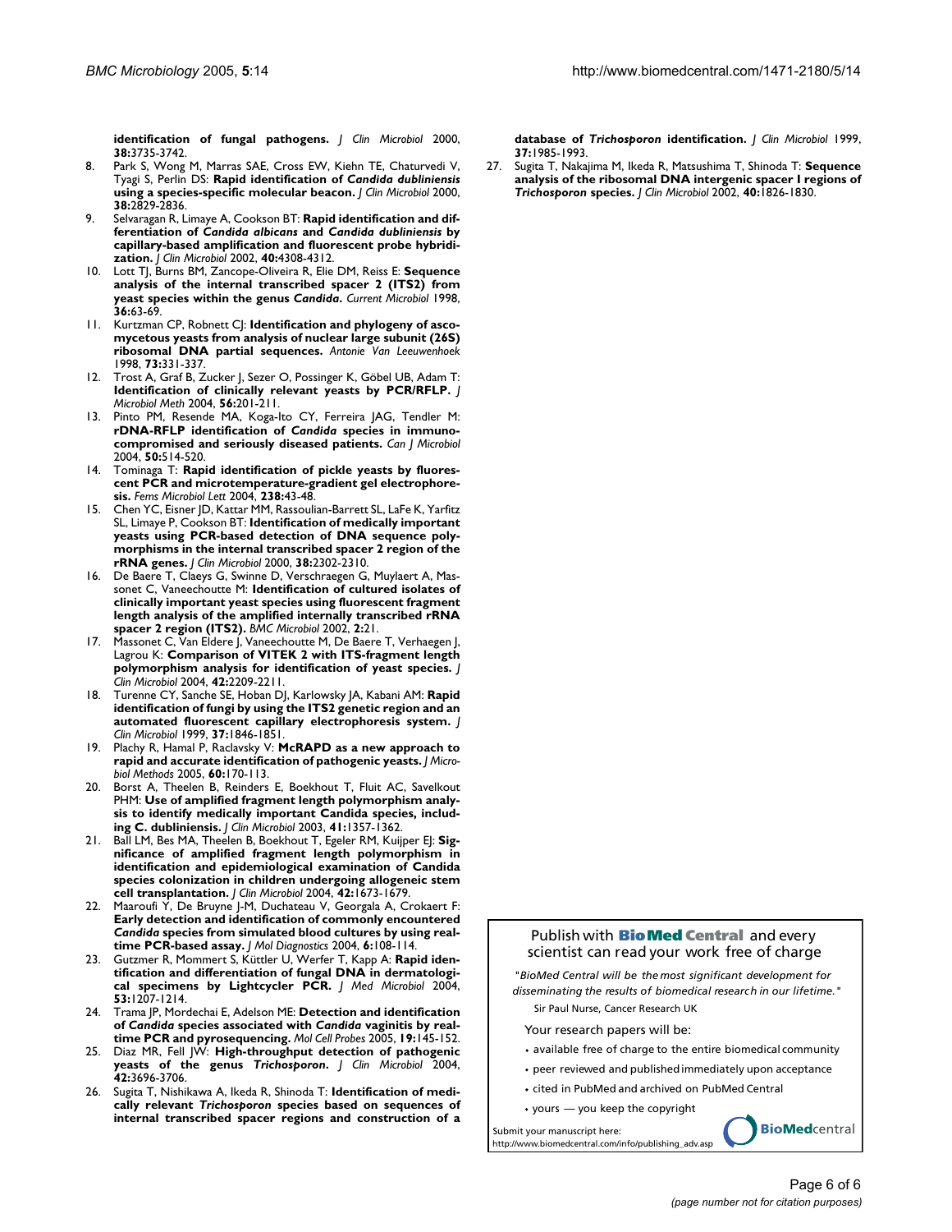**identification of fungal pathogens.** *J Clin Microbiol* 2000, **38:**3735-3742.

8. Park S, Wong M, Marras SAE, Cross EW, Kiehn TE, Chaturvedi V, Tyagi S, Perlin DS: **Rapid identification of *Candida dubliniensis* using a species-specific molecular beacon.** *J Clin Microbiol* 2000, **38:**2829-2836.
9. Selvaragan R, Limaye A, Cookson BT: **Rapid identification and differentiation of *Candida albicans* and *Candida dubliniensis* by capillary-based amplification and fluorescent probe hybridization.** *J Clin Microbiol* 2002, **40:**4308-4312.
10. Lott TJ, Burns BM, Zancope-Oliveira R, Elie DM, Reiss E: **Sequence analysis of the internal transcribed spacer 2 (ITS2) from yeast species within the genus *Candida*.** *Current Microbiol* 1998, **36:**63-69.
11. Kurtzman CP, Robnett CJ: **Identification and phylogeny of ascomycetous yeasts from analysis of nuclear large subunit (26S) ribosomal DNA partial sequences.** *Antonie Van Leeuwenhoek* 1998, **73:**331-337.
12. Trost A, Graf B, Zucker J, Sezer O, Possinger K, Göbel UB, Adam T: **Identification of clinically relevant yeasts by PCR/RFLP.** *J Microbiol Meth* 2004, **56:**201-211.
13. Pinto PM, Resende MA, Koga-Ito CY, Ferreira JAG, Tendler M: **rDNA-RFLP identification of *Candida* species in immunocompromised and seriously diseased patients.** *Can J Microbiol* 2004, **50:**514-520.
14. Tominaga T: **Rapid identification of pickle yeasts by fluorescent PCR and microtemperature-gradient gel electrophoresis.** *Fems Microbiol Lett* 2004, **238:**43-48.
15. Chen YC, Eisner JD, Kattar MM, Rassoulian-Barrett SL, LaFe K, Yarfitz SL, Limaye P, Cookson BT: **Identification of medically important yeasts using PCR-based detection of DNA sequence polymorphisms in the internal transcribed spacer 2 region of the rRNA genes.** *J Clin Microbiol* 2000, **38:**2302-2310.
16. De Baere T, Claeys G, Swinne D, Verschraegen G, Muylaert A, Massonet C, Vaneechoutte M: **Identification of cultured isolates of clinically important yeast species using fluorescent fragment length analysis of the amplified internally transcribed rRNA spacer 2 region (ITS2).** *BMC Microbiol* 2002, **2:**21.
17. Massonet C, Van Eldere J, Vaneechoutte M, De Baere T, Verhaegen J, Lagrou K: **Comparison of VITEK 2 with ITS-fragment length polymorphism analysis for identification of yeast species.** *J Clin Microbiol* 2004, **42:**2209-2211.
18. Turenne CY, Sanche SE, Hoban DJ, Karlowsky JA, Kabani AM: **Rapid identification of fungi by using the ITS2 genetic region and an automated fluorescent capillary electrophoresis system.** *J Clin Microbiol* 1999, **37:**1846-1851.
19. Plachy R, Hamal P, Raclavsky V: **McRAPD as a new approach to rapid and accurate identification of pathogenic yeasts.** *J Microbiol Methods* 2005, **60:**170-113.
20. Borst A, Theelen B, Reinders E, Boekhout T, Fluit AC, Savelkout PHM: **Use of amplified fragment length polymorphism analysis to identify medically important Candida species, including C. dubliniensis.** *J Clin Microbiol* 2003, **41:**1357-1362.
21. Ball LM, Bes MA, Theelen B, Boekhout T, Egeler RM, Kuijper EJ: **Significance of amplified fragment length polymorphism in identification and epidemiological examination of Candida species colonization in children undergoing allogeneic stem cell transplantation.** *J Clin Microbiol* 2004, **42:**1673-1679.
22. Maaroufi Y, De Bruyne J-M, Duchateau V, Georgala A, Crokaert F: **Early detection and identification of commonly encountered *Candida* species from simulated blood cultures by using real-time PCR-based assay.** *J Mol Diagnostics* 2004, **6:**108-114.
23. Gutzmer R, Mommert S, Küttler U, Werfer T, Kapp A: **Rapid identification and differentiation of fungal DNA in dermatological specimens by Lightcycler PCR.** *J Med Microbiol* 2004, **53:**1207-1214.
24. Trama JP, Mordechai E, Adelson ME: **Detection and identification of *Candida* species associated with *Candida* vaginitis by real-time PCR and pyrosequencing.** *Mol Cell Probes* 2005, **19:**145-152.
25. Diaz MR, Fell JW: **High-throughput detection of pathogenic yeasts of the genus *Trichosporon*.** *J Clin Microbiol* 2004, **42:**3696-3706.
26. Sugita T, Nishikawa A, Ikeda R, Shinoda T: **Identification of medically relevant *Trichosporon* species based on sequences of internal transcribed spacer regions and construction of a database of *Trichosporon* identification.** *J Clin Microbiol* 1999, **37:**1985-1993.
27. Sugita T, Nakajima M, Ikeda R, Matsushima T, Shinoda T: **Sequence analysis of the ribosomal DNA intergenic spacer I regions of *Trichosporon* species.** *J Clin Microbiol* 2002, **40:**1826-1830.

Publish with **BioMed Central** and every scientist can read your work free of charge

*"BioMed Central will be the most significant development for disseminating the results of biomedical research in our lifetime."*
Sir Paul Nurse, Cancer Research UK

Your research papers will be:

- available free of charge to the entire biomedical community
- peer reviewed and published immediately upon acceptance
- cited in PubMed and archived on PubMed Central
- yours — you keep the copyright

Submit your manuscript here:
http://www.biomedcentral.com/info/publishing_adv.asp

BioMedcentral